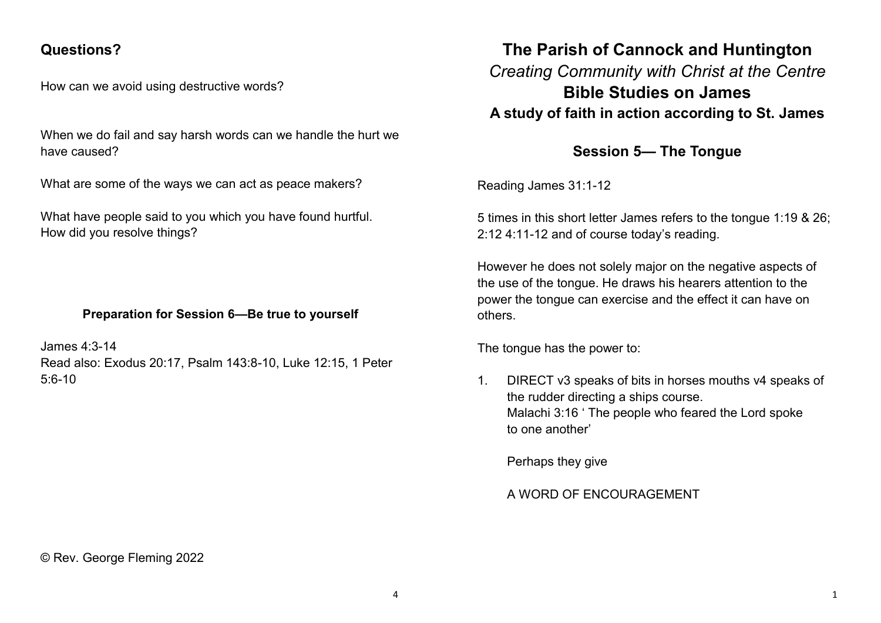## Questions?

How can we avoid using destructive words?

When we do fail and say harsh words can we handle the hurt we have caused?

What are some of the ways we can act as peace makers?

What have people said to you which you have found hurtful. How did you resolve things?

**Preparation for Session 6—Be true to yourself**

James 4:3-14
Read also: Exodus 20:17, Psalm 143:8-10, Luke 12:15, 1 Peter 5:6-10

© Rev. George Fleming 2022

# The Parish of Cannock and Huntington

*Creating Community with Christ at the Centre*

## Bible Studies on James

### A study of faith in action according to St. James

### Session 5— The Tongue

Reading James 31:1-12

5 times in this short letter James refers to the tongue 1:19 & 26; 2:12 4:11-12 and of course today's reading.

However he does not solely major on the negative aspects of the use of the tongue. He draws his hearers attention to the power the tongue can exercise and the effect it can have on others.

The tongue has the power to:

1. DIRECT v3 speaks of bits in horses mouths v4 speaks of the rudder directing a ships course.
   Malachi 3:16 ' The people who feared the Lord spoke to one another'

   Perhaps they give

   A WORD OF ENCOURAGEMENT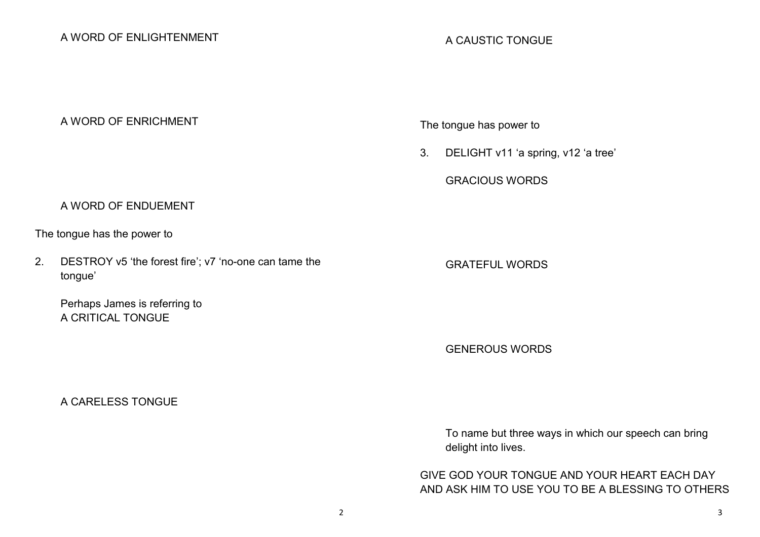A WORD OF ENLIGHTENMENT

A WORD OF ENRICHMENT

A WORD OF ENDUEMENT

The tongue has the power to

2. DESTROY v5 'the forest fire'; v7 'no-one can tame the tongue'

   Perhaps James is referring to
   A CRITICAL TONGUE

   A CARELESS TONGUE

   A CAUSTIC TONGUE

The tongue has power to

3. DELIGHT v11 'a spring, v12 'a tree'

   GRACIOUS WORDS

   GRATEFUL WORDS

   GENEROUS WORDS

   To name but three ways in which our speech can bring delight into lives.

GIVE GOD YOUR TONGUE AND YOUR HEART EACH DAY AND ASK HIM TO USE YOU TO BE A BLESSING TO OTHERS